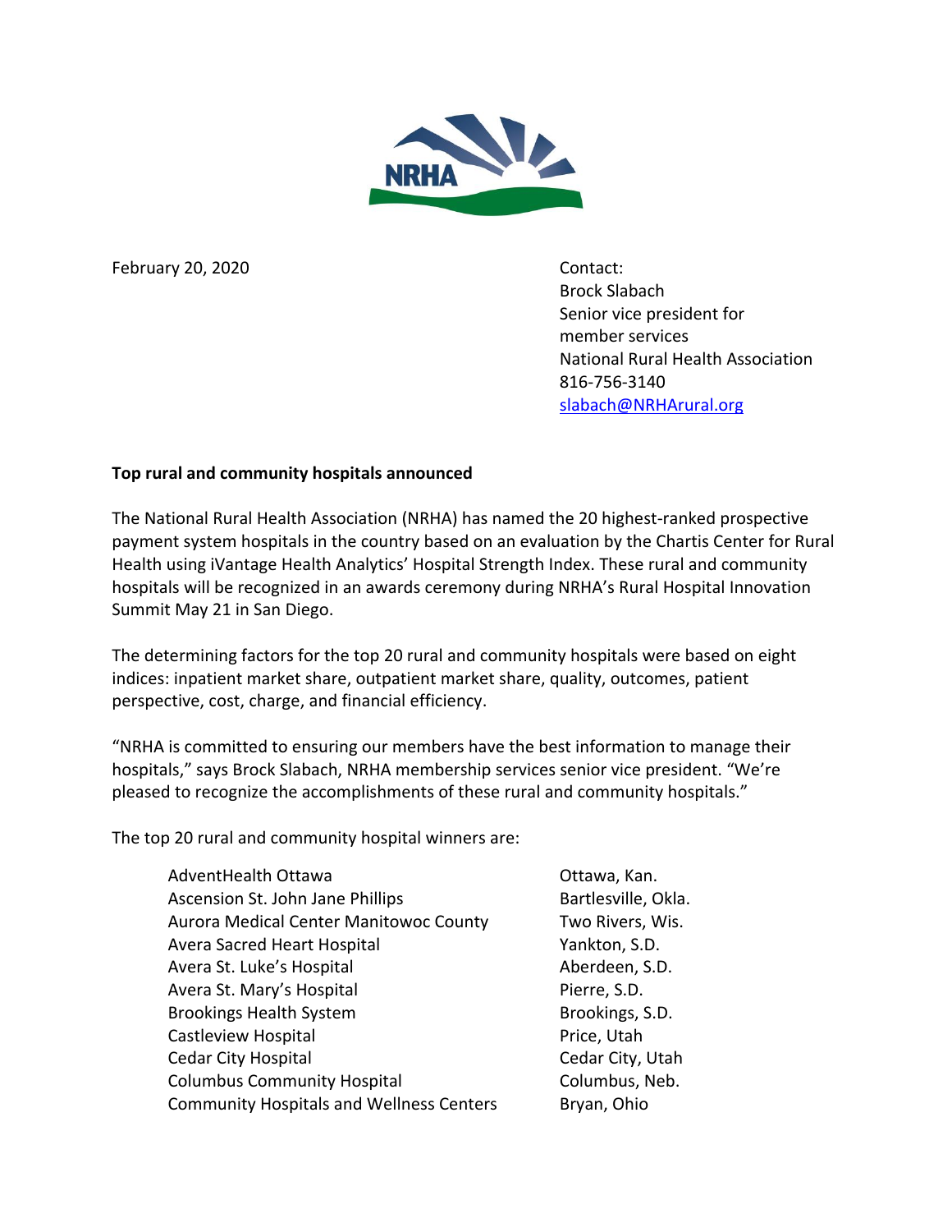NRHA

February 20, 2020

Contact:
Brock Slabach
Senior vice president for
member services
National Rural Health Association
816-756-3140
slabach@NRHArural.org

**Top rural and community hospitals announced**

The National Rural Health Association (NRHA) has named the 20 highest-ranked prospective payment system hospitals in the country based on an evaluation by the Chartis Center for Rural Health using iVantage Health Analytics' Hospital Strength Index. These rural and community hospitals will be recognized in an awards ceremony during NRHA's Rural Hospital Innovation Summit May 21 in San Diego.

The determining factors for the top 20 rural and community hospitals were based on eight indices: inpatient market share, outpatient market share, quality, outcomes, patient perspective, cost, charge, and financial efficiency.

"NRHA is committed to ensuring our members have the best information to manage their hospitals," says Brock Slabach, NRHA membership services senior vice president. "We're pleased to recognize the accomplishments of these rural and community hospitals."

The top 20 rural and community hospital winners are:

| | |
|---|---|
| AdventHealth Ottawa | Ottawa, Kan. |
| Ascension St. John Jane Phillips | Bartlesville, Okla. |
| Aurora Medical Center Manitowoc County | Two Rivers, Wis. |
| Avera Sacred Heart Hospital | Yankton, S.D. |
| Avera St. Luke's Hospital | Aberdeen, S.D. |
| Avera St. Mary's Hospital | Pierre, S.D. |
| Brookings Health System | Brookings, S.D. |
| Castleview Hospital | Price, Utah |
| Cedar City Hospital | Cedar City, Utah |
| Columbus Community Hospital | Columbus, Neb. |
| Community Hospitals and Wellness Centers | Bryan, Ohio |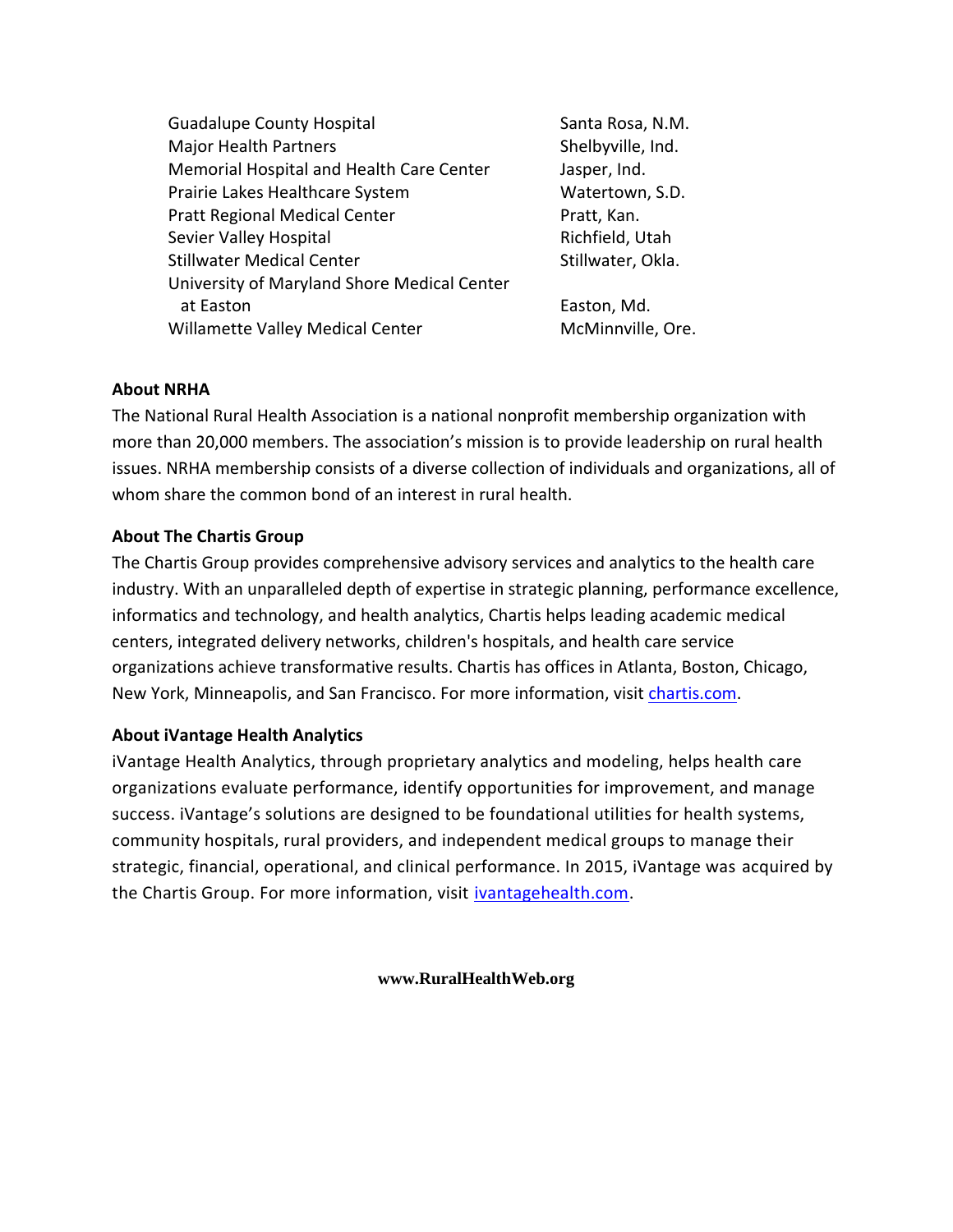| | |
|---|---|
| Guadalupe County Hospital | Santa Rosa, N.M. |
| Major Health Partners | Shelbyville, Ind. |
| Memorial Hospital and Health Care Center | Jasper, Ind. |
| Prairie Lakes Healthcare System | Watertown, S.D. |
| Pratt Regional Medical Center | Pratt, Kan. |
| Sevier Valley Hospital | Richfield, Utah |
| Stillwater Medical Center | Stillwater, Okla. |
| University of Maryland Shore Medical Center at Easton | Easton, Md. |
| Willamette Valley Medical Center | McMinnville, Ore. |

**About NRHA**

The National Rural Health Association is a national nonprofit membership organization with more than 20,000 members. The association's mission is to provide leadership on rural health issues. NRHA membership consists of a diverse collection of individuals and organizations, all of whom share the common bond of an interest in rural health.

**About The Chartis Group**

The Chartis Group provides comprehensive advisory services and analytics to the health care industry. With an unparalleled depth of expertise in strategic planning, performance excellence, informatics and technology, and health analytics, Chartis helps leading academic medical centers, integrated delivery networks, children's hospitals, and health care service organizations achieve transformative results. Chartis has offices in Atlanta, Boston, Chicago, New York, Minneapolis, and San Francisco. For more information, visit chartis.com.

**About iVantage Health Analytics**

iVantage Health Analytics, through proprietary analytics and modeling, helps health care organizations evaluate performance, identify opportunities for improvement, and manage success. iVantage's solutions are designed to be foundational utilities for health systems, community hospitals, rural providers, and independent medical groups to manage their strategic, financial, operational, and clinical performance. In 2015, iVantage was acquired by the Chartis Group. For more information, visit ivantagehealth.com.

**www.RuralHealthWeb.org**